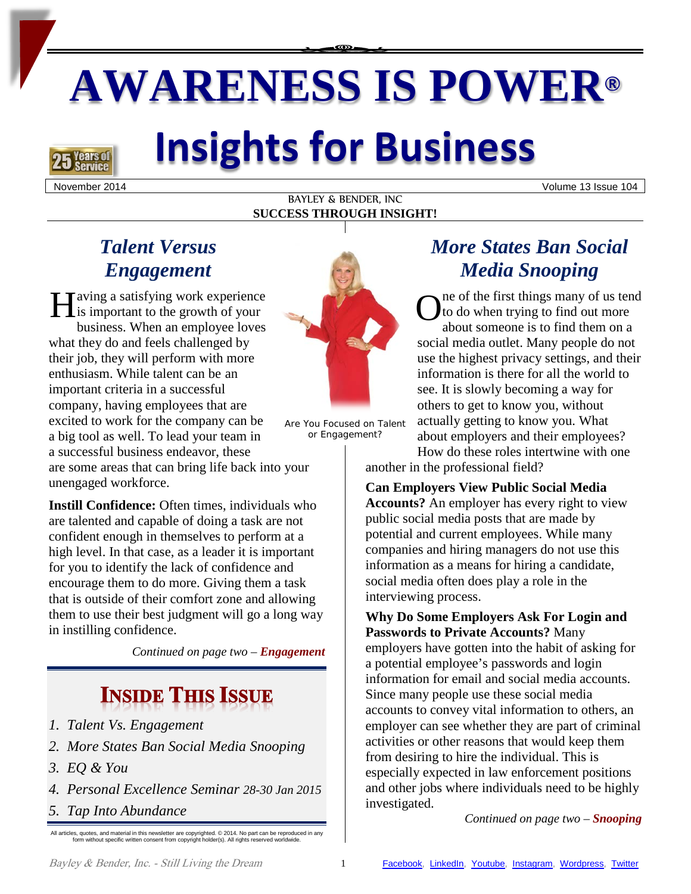# AWARENESS IS POWER®

# Insights for Business

November 2014 Volume 13 Issue 104

BAYLEY & BENDER, INC
**SUCCESS THROUGH INSIGHT!**

## *Talent Versus Engagement*

Having a satisfying work experience is important to the growth of your business. When an employee loves what they do and feels challenged by their job, they will perform with more enthusiasm. While talent can be an important criteria in a successful company, having employees that are excited to work for the company can be a big tool as well. To lead your team in a successful business endeavor, these are some areas that can bring life back into your unengaged workforce.

**Instill Confidence:** Often times, individuals who are talented and capable of doing a task are not confident enough in themselves to perform at a high level. In that case, as a leader it is important for you to identify the lack of confidence and encourage them to do more. Giving them a task that is outside of their comfort zone and allowing them to use their best judgment will go a long way in instilling confidence.

*Continued on page two – **Engagement***

Are You Focused on Talent or Engagement?

## INSIDE THIS ISSUE

1. *Talent Vs. Engagement*
2. *More States Ban Social Media Snooping*
3. *EQ & You*
4. *Personal Excellence Seminar 28-30 Jan 2015*
5. *Tap Into Abundance*

All articles, quotes, and material in this newsletter are copyrighted. © 2014. No part can be reproduced in any form without specific written consent from copyright holder(s). All rights reserved worldwide.

## *More States Ban Social Media Snooping*

One of the first things many of us tend to do when trying to find out more about someone is to find them on a social media outlet. Many people do not use the highest privacy settings, and their information is there for all the world to see. It is slowly becoming a way for others to get to know you, without actually getting to know you. What about employers and their employees? How do these roles intertwine with one another in the professional field?

**Can Employers View Public Social Media Accounts?** An employer has every right to view public social media posts that are made by potential and current employees. While many companies and hiring managers do not use this information as a means for hiring a candidate, social media often does play a role in the interviewing process.

**Why Do Some Employers Ask For Login and Passwords to Private Accounts?** Many employers have gotten into the habit of asking for a potential employee's passwords and login information for email and social media accounts. Since many people use these social media accounts to convey vital information to others, an employer can see whether they are part of criminal activities or other reasons that would keep them from desiring to hire the individual. This is especially expected in law enforcement positions and other jobs where individuals need to be highly investigated.

*Continued on page two – **Snooping***

Bayley & Bender, Inc. - Still Living the Dream

Facebook, LinkedIn, Youtube, Instagram, Wordpress, Twitter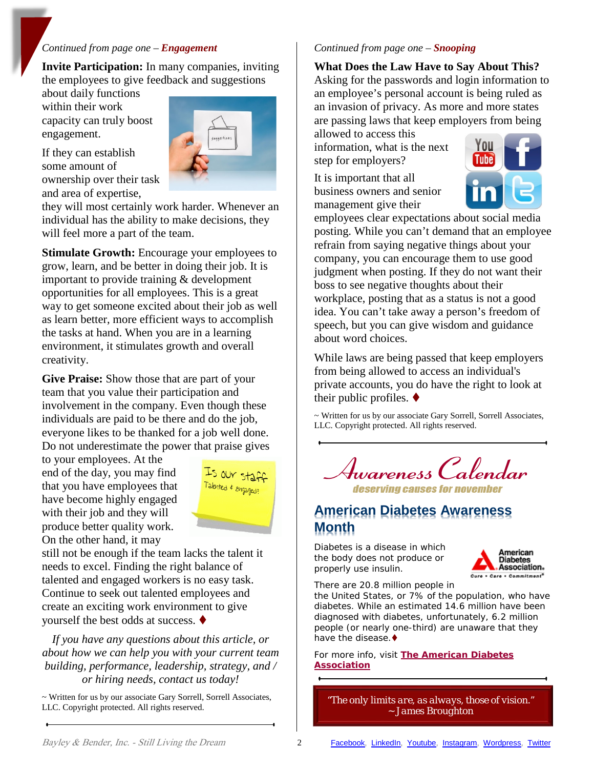*Continued from page one –* ***Engagement***

**Invite Participation:** In many companies, inviting the employees to give feedback and suggestions about daily functions within their work capacity can truly boost engagement.

If they can establish some amount of ownership over their task and area of expertise, they will most certainly work harder. Whenever an individual has the ability to make decisions, they will feel more a part of the team.

**Stimulate Growth:** Encourage your employees to grow, learn, and be better in doing their job. It is important to provide training & development opportunities for all employees. This is a great way to get someone excited about their job as well as learn better, more efficient ways to accomplish the tasks at hand. When you are in a learning environment, it stimulates growth and overall creativity.

**Give Praise:** Show those that are part of your team that you value their participation and involvement in the company. Even though these individuals are paid to be there and do the job, everyone likes to be thanked for a job well done. Do not underestimate the power that praise gives to your employees. At the end of the day, you may find that you have employees that have become highly engaged with their job and they will produce better quality work. On the other hand, it may still not be enough if the team lacks the talent it needs to excel. Finding the right balance of talented and engaged workers is no easy task. Continue to seek out talented employees and create an exciting work environment to give yourself the best odds at success. ♦

*If you have any questions about this article, or about how we can help you with your current team building, performance, leadership, strategy, and / or hiring needs, contact us today!*

~ Written for us by our associate Gary Sorrell, Sorrell Associates, LLC. Copyright protected. All rights reserved.

*Continued from page one –* ***Snooping***

**What Does the Law Have to Say About This?** Asking for the passwords and login information to an employee's personal account is being ruled as an invasion of privacy. As more and more states are passing laws that keep employers from being allowed to access this information, what is the next step for employers?

It is important that all business owners and senior management give their employees clear expectations about social media posting. While you can't demand that an employee refrain from saying negative things about your company, you can encourage them to use good judgment when posting. If they do not want their boss to see negative thoughts about their workplace, posting that as a status is not a good idea. You can't take away a person's freedom of speech, but you can give wisdom and guidance about word choices.

While laws are being passed that keep employers from being allowed to access an individual's private accounts, you do have the right to look at their public profiles. ♦

~ Written for us by our associate Gary Sorrell, Sorrell Associates, LLC. Copyright protected. All rights reserved.

# Awareness Calendar

*deserving causes for november*

## American Diabetes Awareness Month

Diabetes is a disease in which the body does not produce or properly use insulin.

There are 20.8 million people in the United States, or 7% of the population, who have diabetes. While an estimated 14.6 million have been diagnosed with diabetes, unfortunately, 6.2 million people (or nearly one-third) are unaware that they have the disease.♦

For more info, visit **The American Diabetes Association**

"The only limits are, as always, those of vision."
~ James Broughton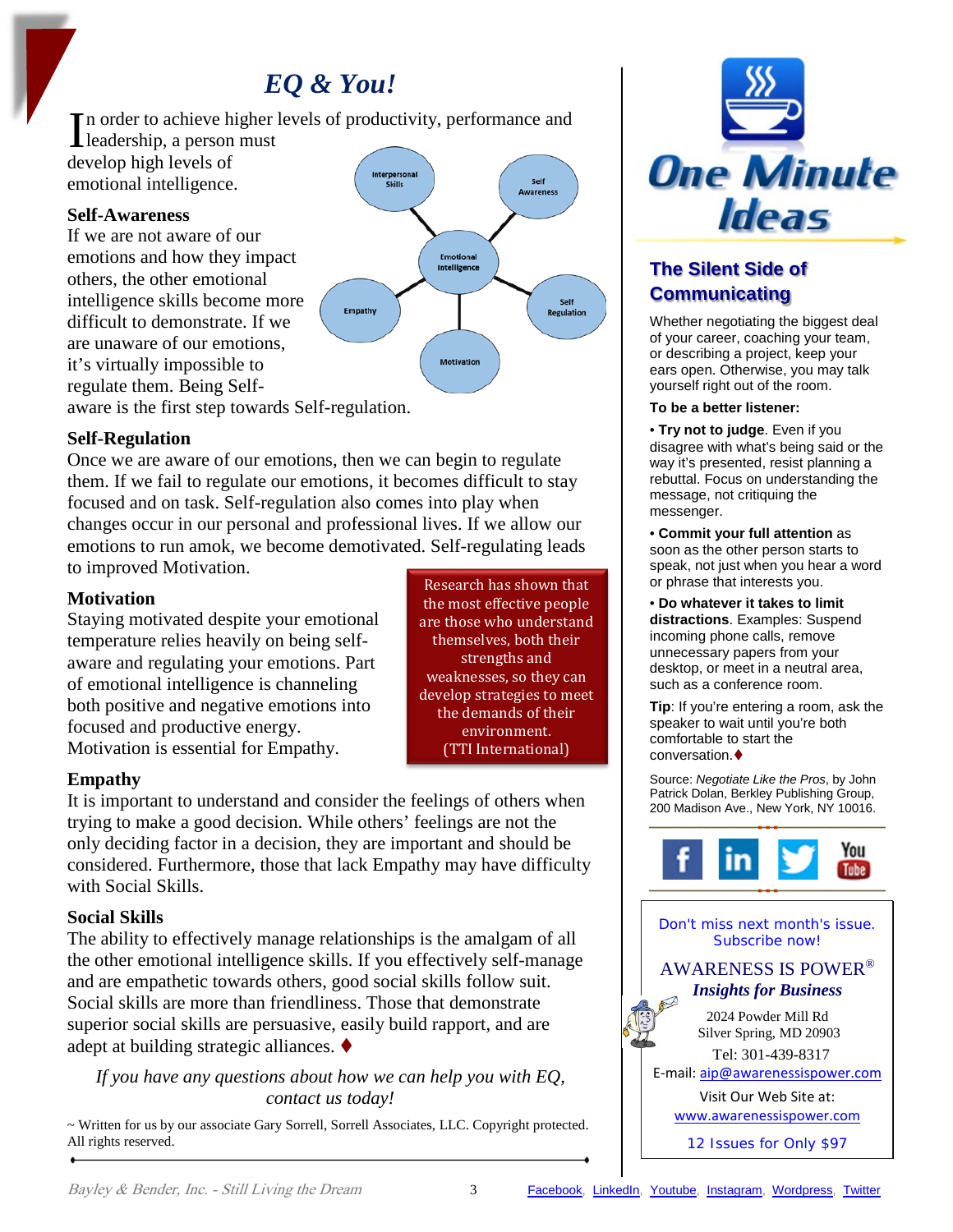# *EQ & You!*

In order to achieve higher levels of productivity, performance and leadership, a person must develop high levels of emotional intelligence.

Interpersonal Skills

Self Awareness

Emotional Intelligence

Empathy

Self Regulation

Motivation

### Self-Awareness

If we are not aware of our emotions and how they impact others, the other emotional intelligence skills become more difficult to demonstrate. If we are unaware of our emotions, it's virtually impossible to regulate them. Being Self-aware is the first step towards Self-regulation.

### Self-Regulation

Once we are aware of our emotions, then we can begin to regulate them. If we fail to regulate our emotions, it becomes difficult to stay focused and on task. Self-regulation also comes into play when changes occur in our personal and professional lives. If we allow our emotions to run amok, we become demotivated. Self-regulating leads to improved Motivation.

### Motivation

Staying motivated despite your emotional temperature relies heavily on being self-aware and regulating your emotions. Part of emotional intelligence is channeling both positive and negative emotions into focused and productive energy. Motivation is essential for Empathy.

> Research has shown that the most effective people are those who understand themselves, both their strengths and weaknesses, so they can develop strategies to meet the demands of their environment. (TTI International)

### Empathy

It is important to understand and consider the feelings of others when trying to make a good decision. While others' feelings are not the only deciding factor in a decision, they are important and should be considered. Furthermore, those that lack Empathy may have difficulty with Social Skills.

### Social Skills

The ability to effectively manage relationships is the amalgam of all the other emotional intelligence skills. If you effectively self-manage and are empathetic towards others, good social skills follow suit. Social skills are more than friendliness. Those that demonstrate superior social skills are persuasive, easily build rapport, and are adept at building strategic alliances. ♦

*If you have any questions about how we can help you with EQ, contact us today!*

~ Written for us by our associate Gary Sorrell, Sorrell Associates, LLC. Copyright protected. All rights reserved.

---

# One Minute Ideas

## The Silent Side of Communicating

Whether negotiating the biggest deal of your career, coaching your team, or describing a project, keep your ears open. Otherwise, you may talk yourself right out of the room.

**To be a better listener:**

- **Try not to judge**. Even if you disagree with what's being said or the way it's presented, resist planning a rebuttal. Focus on understanding the message, not critiquing the messenger.
- **Commit your full attention** as soon as the other person starts to speak, not just when you hear a word or phrase that interests you.
- **Do whatever it takes to limit distractions**. Examples: Suspend incoming phone calls, remove unnecessary papers from your desktop, or meet in a neutral area, such as a conference room.

**Tip**: If you're entering a room, ask the speaker to wait until you're both comfortable to start the conversation.♦

Source: *Negotiate Like the Pros*, by John Patrick Dolan, Berkley Publishing Group, 200 Madison Ave., New York, NY 10016.

---

Don't miss next month's issue. Subscribe now!

AWARENESS IS POWER®
***Insights for Business***

2024 Powder Mill Rd
Silver Spring, MD 20903
Tel: 301-439-8317
E-mail: aip@awarenessispower.com

Visit Our Web Site at:
www.awarenessispower.com

12 Issues for Only $97

Facebook, LinkedIn, Youtube, Instagram, Wordpress, Twitter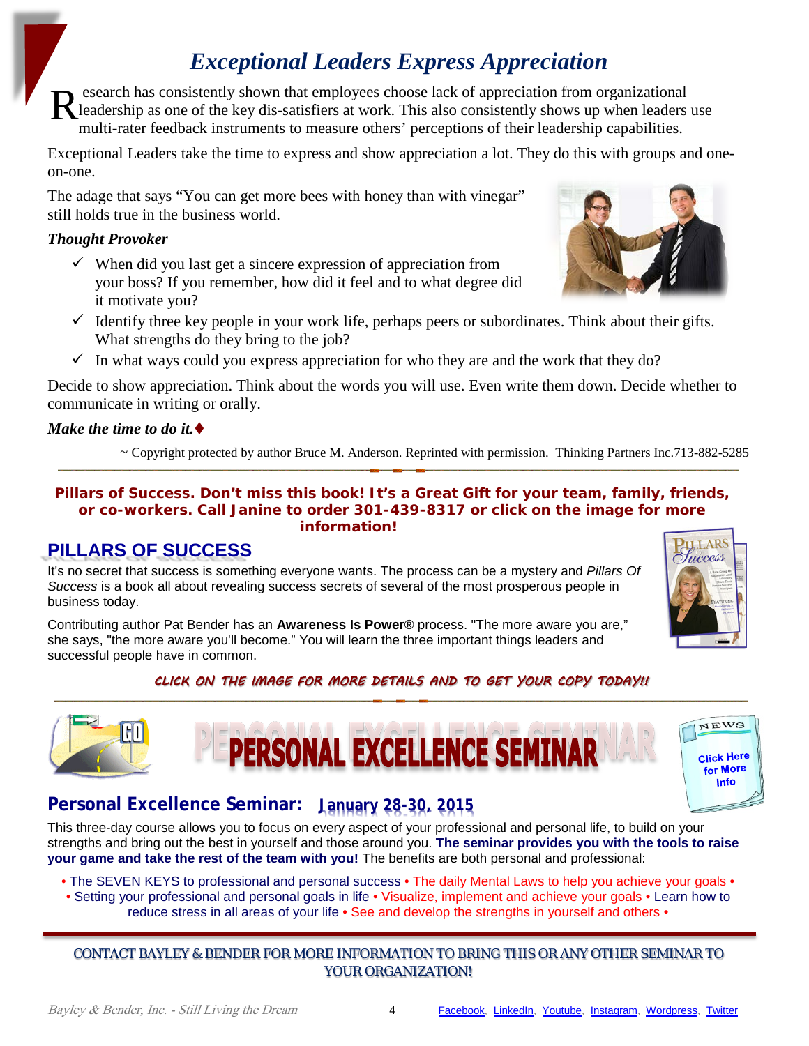# *Exceptional Leaders Express Appreciation*

Research has consistently shown that employees choose lack of appreciation from organizational leadership as one of the key dis-satisfiers at work. This also consistently shows up when leaders use multi-rater feedback instruments to measure others' perceptions of their leadership capabilities.

Exceptional Leaders take the time to express and show appreciation a lot. They do this with groups and one-on-one.

The adage that says "You can get more bees with honey than with vinegar" still holds true in the business world.

***Thought Provoker***

- ✓ When did you last get a sincere expression of appreciation from your boss? If you remember, how did it feel and to what degree did it motivate you?
- ✓ Identify three key people in your work life, perhaps peers or subordinates. Think about their gifts. What strengths do they bring to the job?
- ✓ In what ways could you express appreciation for who they are and the work that they do?

Decide to show appreciation. Think about the words you will use. Even write them down. Decide whether to communicate in writing or orally.

***Make the time to do it.***♦

~ Copyright protected by author Bruce M. Anderson. Reprinted with permission. Thinking Partners Inc.713-882-5285

---

**Pillars of Success. Don't miss this book! It's a Great Gift for your team, family, friends, or co-workers. Call Janine to order 301-439-8317 or click on the image for more information!**

## PILLARS OF SUCCESS

It's no secret that success is something everyone wants. The process can be a mystery and *Pillars Of Success* is a book all about revealing success secrets of several of the most prosperous people in business today.

Contributing author Pat Bender has an **Awareness Is Power**® process. "The more aware you are," she says, "the more aware you'll become." You will learn the three important things leaders and successful people have in common.

***CLICK ON THE IMAGE FOR MORE DETAILS AND TO GET YOUR COPY TODAY!!***

---

# PERSONAL EXCELLENCE SEMINAR

NEWS Click Here for More Info

## Personal Excellence Seminar: January 28-30, 2015

This three-day course allows you to focus on every aspect of your professional and personal life, to build on your strengths and bring out the best in yourself and those around you. **The seminar provides you with the tools to raise your game and take the rest of the team with you!** The benefits are both personal and professional:

• The SEVEN KEYS to professional and personal success • The daily Mental Laws to help you achieve your goals • • Setting your professional and personal goals in life • Visualize, implement and achieve your goals • Learn how to reduce stress in all areas of your life • See and develop the strengths in yourself and others •

---

CONTACT BAYLEY & BENDER FOR MORE INFORMATION TO BRING THIS OR ANY OTHER SEMINAR TO YOUR ORGANIZATION!

*Bayley & Bender, Inc. - Still Living the Dream* [Facebook](), [LinkedIn](), [Youtube](), [Instagram](), [Wordpress](), [Twitter]()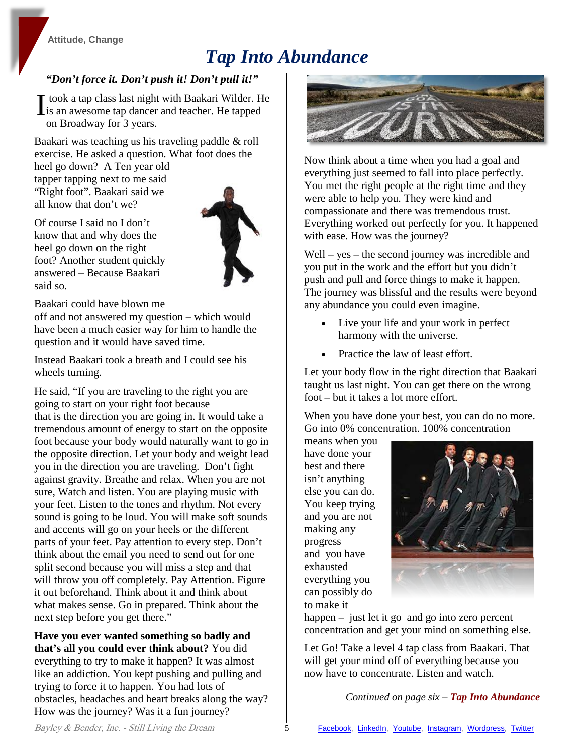Attitude, Change

# Tap Into Abundance

***"Don't force it. Don't push it! Don't pull it!"***

I took a tap class last night with Baakari Wilder. He is an awesome tap dancer and teacher. He tapped on Broadway for 3 years.

Baakari was teaching us his traveling paddle & roll exercise. He asked a question. What foot does the heel go down? A Ten year old tapper tapping next to me said "Right foot". Baakari said we all know that don't we?

Of course I said no I don't know that and why does the heel go down on the right foot? Another student quickly answered – Because Baakari said so.

Baakari could have blown me off and not answered my question – which would have been a much easier way for him to handle the question and it would have saved time.

Instead Baakari took a breath and I could see his wheels turning.

He said, "If you are traveling to the right you are going to start on your right foot because that is the direction you are going in. It would take a tremendous amount of energy to start on the opposite foot because your body would naturally want to go in the opposite direction. Let your body and weight lead you in the direction you are traveling. Don't fight against gravity. Breathe and relax. When you are not sure, Watch and listen. You are playing music with your feet. Listen to the tones and rhythm. Not every sound is going to be loud. You will make soft sounds and accents will go on your heels or the different parts of your feet. Pay attention to every step. Don't think about the email you need to send out for one split second because you will miss a step and that will throw you off completely. Pay Attention. Figure it out beforehand. Think about it and think about what makes sense. Go in prepared. Think about the next step before you get there."

**Have you ever wanted something so badly and that's all you could ever think about?** You did everything to try to make it happen? It was almost like an addiction. You kept pushing and pulling and trying to force it to happen. You had lots of obstacles, headaches and heart breaks along the way? How was the journey? Was it a fun journey?

Now think about a time when you had a goal and everything just seemed to fall into place perfectly. You met the right people at the right time and they were able to help you. They were kind and compassionate and there was tremendous trust. Everything worked out perfectly for you. It happened with ease. How was the journey?

Well – yes – the second journey was incredible and you put in the work and the effort but you didn't push and pull and force things to make it happen. The journey was blissful and the results were beyond any abundance you could even imagine.

- Live your life and your work in perfect harmony with the universe.
- Practice the law of least effort.

Let your body flow in the right direction that Baakari taught us last night. You can get there on the wrong foot – but it takes a lot more effort.

When you have done your best, you can do no more. Go into 0% concentration. 100% concentration means when you have done your best and there isn't anything else you can do. You keep trying and you are not making any progress and you have exhausted everything you can possibly do to make it happen – just let it go and go into zero percent concentration and get your mind on something else.

Let Go! Take a level 4 tap class from Baakari. That will get your mind off of everything because you now have to concentrate. Listen and watch.

*Continued on page six –* ***Tap Into Abundance***

Facebook, LinkedIn, Youtube, Instagram, Wordpress, Twitter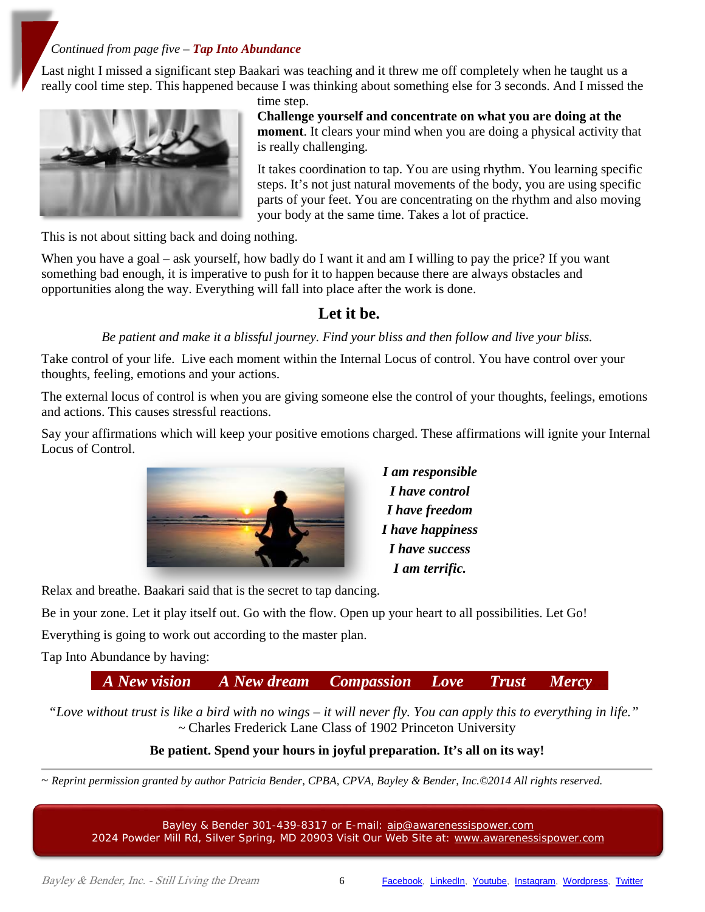*Continued from page five –* ***Tap Into Abundance***

Last night I missed a significant step Baakari was teaching and it threw me off completely when he taught us a really cool time step. This happened because I was thinking about something else for 3 seconds. And I missed the time step.

**Challenge yourself and concentrate on what you are doing at the moment**. It clears your mind when you are doing a physical activity that is really challenging.

It takes coordination to tap. You are using rhythm. You learning specific steps. It's not just natural movements of the body, you are using specific parts of your feet. You are concentrating on the rhythm and also moving your body at the same time. Takes a lot of practice.

This is not about sitting back and doing nothing.

When you have a goal – ask yourself, how badly do I want it and am I willing to pay the price? If you want something bad enough, it is imperative to push for it to happen because there are always obstacles and opportunities along the way. Everything will fall into place after the work is done.

## Let it be.

*Be patient and make it a blissful journey. Find your bliss and then follow and live your bliss.*

Take control of your life. Live each moment within the Internal Locus of control. You have control over your thoughts, feeling, emotions and your actions.

The external locus of control is when you are giving someone else the control of your thoughts, feelings, emotions and actions. This causes stressful reactions.

Say your affirmations which will keep your positive emotions charged. These affirmations will ignite your Internal Locus of Control.

***I am responsible***
***I have control***
***I have freedom***
***I have happiness***
***I have success***
***I am terrific.***

Relax and breathe. Baakari said that is the secret to tap dancing.

Be in your zone. Let it play itself out. Go with the flow. Open up your heart to all possibilities. Let Go!

Everything is going to work out according to the master plan.

Tap Into Abundance by having:

***A New vision A New dream Compassion Love Trust Mercy***

*"Love without trust is like a bird with no wings – it will never fly. You can apply this to everything in life."*
~ Charles Frederick Lane Class of 1902 Princeton University

**Be patient. Spend your hours in joyful preparation. It's all on its way!**

---

*~ Reprint permission granted by author Patricia Bender, CPBA, CPVA, Bayley & Bender, Inc.©2014 All rights reserved.*

Bayley & Bender 301-439-8317 or E-mail: aip@awarenessispower.com
2024 Powder Mill Rd, Silver Spring, MD 20903 Visit Our Web Site at: www.awarenessispower.com

Facebook, LinkedIn, Youtube, Instagram, Wordpress, Twitter